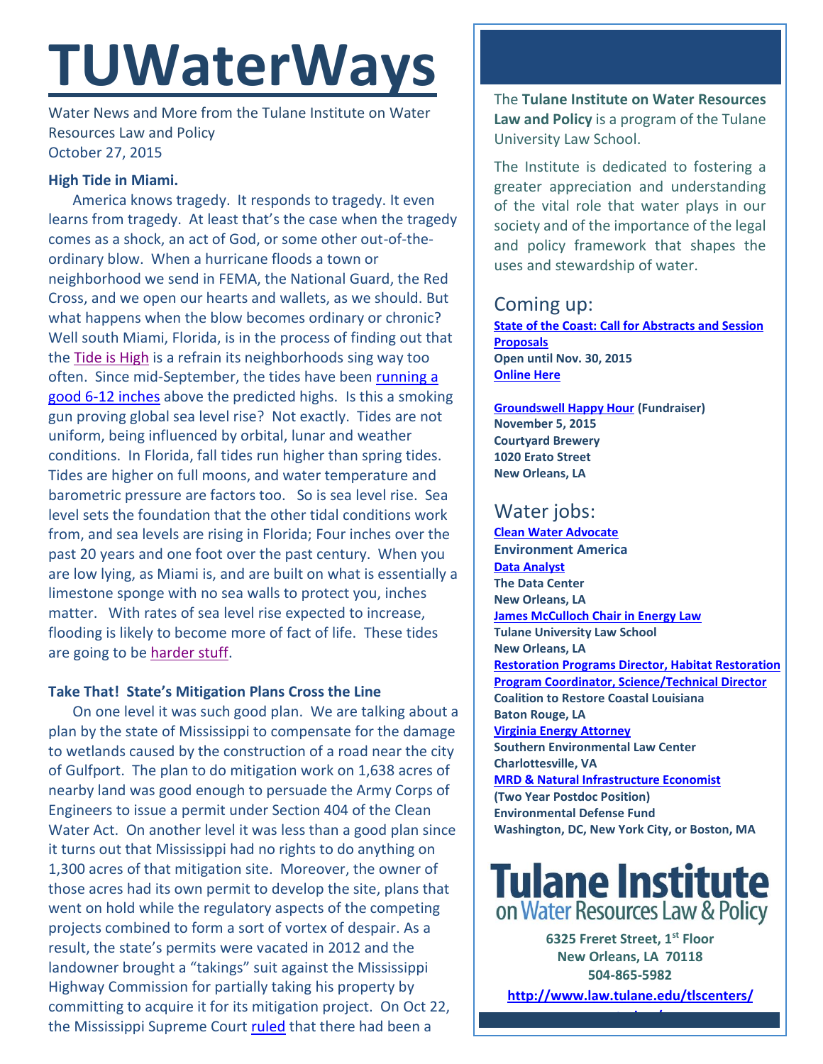# TUWaterWays

Water News and More from the Tulane Institute on Water Resources Law and Policy
October 27, 2015

**High Tide in Miami.**

America knows tragedy. It responds to tragedy. It even learns from tragedy. At least that's the case when the tragedy comes as a shock, an act of God, or some other out-of-the-ordinary blow. When a hurricane floods a town or neighborhood we send in FEMA, the National Guard, the Red Cross, and we open our hearts and wallets, as we should. But what happens when the blow becomes ordinary or chronic? Well south Miami, Florida, is in the process of finding out that the Tide is High is a refrain its neighborhoods sing way too often. Since mid-September, the tides have been running a good 6-12 inches above the predicted highs. Is this a smoking gun proving global sea level rise? Not exactly. Tides are not uniform, being influenced by orbital, lunar and weather conditions. In Florida, fall tides run higher than spring tides. Tides are higher on full moons, and water temperature and barometric pressure are factors too. So is sea level rise. Sea level sets the foundation that the other tidal conditions work from, and sea levels are rising in Florida; Four inches over the past 20 years and one foot over the past century. When you are low lying, as Miami is, and are built on what is essentially a limestone sponge with no sea walls to protect you, inches matter. With rates of sea level rise expected to increase, flooding is likely to become more of fact of life. These tides are going to be harder stuff.

**Take That! State's Mitigation Plans Cross the Line**

On one level it was such good plan. We are talking about a plan by the state of Mississippi to compensate for the damage to wetlands caused by the construction of a road near the city of Gulfport. The plan to do mitigation work on 1,638 acres of nearby land was good enough to persuade the Army Corps of Engineers to issue a permit under Section 404 of the Clean Water Act. On another level it was less than a good plan since it turns out that Mississippi had no rights to do anything on 1,300 acres of that mitigation site. Moreover, the owner of those acres had its own permit to develop the site, plans that went on hold while the regulatory aspects of the competing projects combined to form a sort of vortex of despair. As a result, the state's permits were vacated in 2012 and the landowner brought a "takings" suit against the Mississippi Highway Commission for partially taking his property by committing to acquire it for its mitigation project. On Oct 22, the Mississippi Supreme Court ruled that there had been a

The **Tulane Institute on Water Resources Law and Policy** is a program of the Tulane University Law School.

The Institute is dedicated to fostering a greater appreciation and understanding of the vital role that water plays in our society and of the importance of the legal and policy framework that shapes the uses and stewardship of water.

## Coming up:

**State of the Coast: Call for Abstracts and Session Proposals**
**Open until Nov. 30, 2015**
**Online Here**

**Groundswell Happy Hour (Fundraiser)**
**November 5, 2015**
**Courtyard Brewery**
**1020 Erato Street**
**New Orleans, LA**

## Water jobs:

**Clean Water Advocate**
**Environment America**

**Data Analyst**
**The Data Center**
**New Orleans, LA**

**James McCulloch Chair in Energy Law**
**Tulane University Law School**
**New Orleans, LA**

**Restoration Programs Director, Habitat Restoration**
**Program Coordinator, Science/Technical Director**
**Coalition to Restore Coastal Louisiana**
**Baton Rouge, LA**

**Virginia Energy Attorney**
**Southern Environmental Law Center**
**Charlottesville, VA**

**MRD & Natural Infrastructure Economist**
**(Two Year Postdoc Position)**
**Environmental Defense Fund**
**Washington, DC, New York City, or Boston, MA**

**Tulane Institute on Water Resources Law & Policy**

**6325 Freret Street, 1st Floor**
**New Orleans, LA 70118**
**504-865-5982**

**http://www.law.tulane.edu/tlscenters/**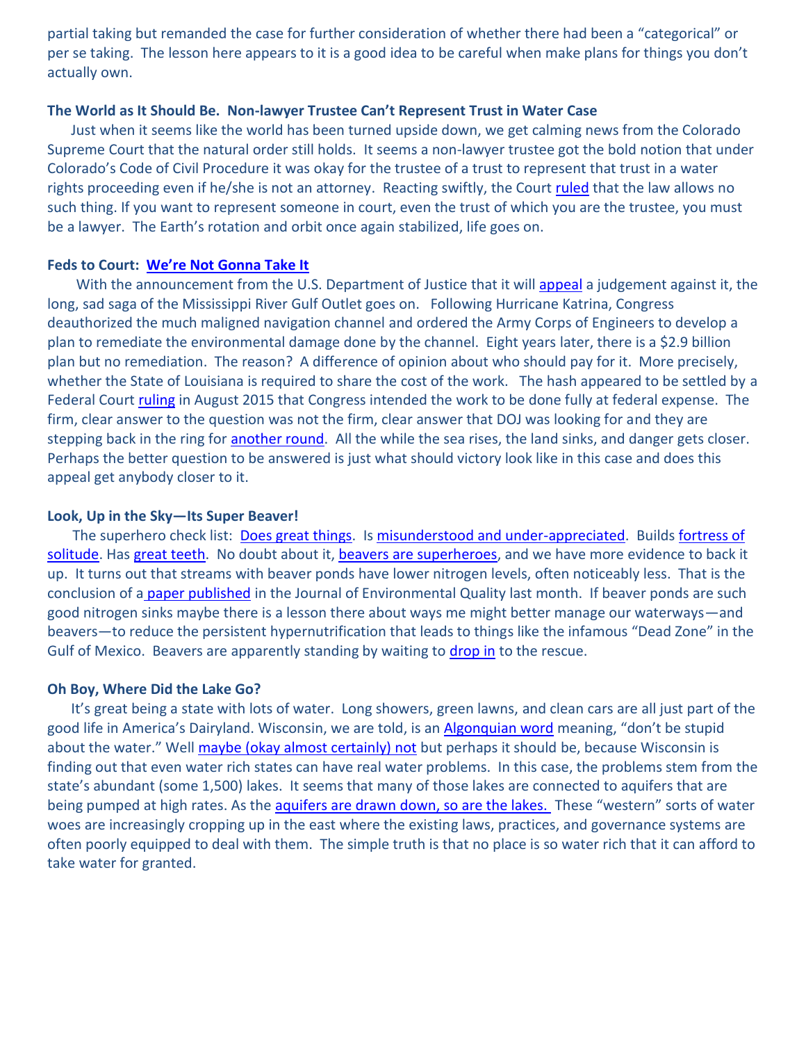partial taking but remanded the case for further consideration of whether there had been a "categorical" or per se taking. The lesson here appears to it is a good idea to be careful when make plans for things you don't actually own.

**The World as It Should Be. Non-lawyer Trustee Can't Represent Trust in Water Case**

Just when it seems like the world has been turned upside down, we get calming news from the Colorado Supreme Court that the natural order still holds. It seems a non-lawyer trustee got the bold notion that under Colorado's Code of Civil Procedure it was okay for the trustee of a trust to represent that trust in a water rights proceeding even if he/she is not an attorney. Reacting swiftly, the Court ruled that the law allows no such thing. If you want to represent someone in court, even the trust of which you are the trustee, you must be a lawyer. The Earth's rotation and orbit once again stabilized, life goes on.

**Feds to Court: We're Not Gonna Take It**

With the announcement from the U.S. Department of Justice that it will appeal a judgement against it, the long, sad saga of the Mississippi River Gulf Outlet goes on. Following Hurricane Katrina, Congress deauthorized the much maligned navigation channel and ordered the Army Corps of Engineers to develop a plan to remediate the environmental damage done by the channel. Eight years later, there is a $2.9 billion plan but no remediation. The reason? A difference of opinion about who should pay for it. More precisely, whether the State of Louisiana is required to share the cost of the work. The hash appeared to be settled by a Federal Court ruling in August 2015 that Congress intended the work to be done fully at federal expense. The firm, clear answer to the question was not the firm, clear answer that DOJ was looking for and they are stepping back in the ring for another round. All the while the sea rises, the land sinks, and danger gets closer. Perhaps the better question to be answered is just what should victory look like in this case and does this appeal get anybody closer to it.

**Look, Up in the Sky—Its Super Beaver!**

The superhero check list: Does great things. Is misunderstood and under-appreciated. Builds fortress of solitude. Has great teeth. No doubt about it, beavers are superheroes, and we have more evidence to back it up. It turns out that streams with beaver ponds have lower nitrogen levels, often noticeably less. That is the conclusion of a paper published in the Journal of Environmental Quality last month. If beaver ponds are such good nitrogen sinks maybe there is a lesson there about ways me might better manage our waterways—and beavers—to reduce the persistent hypernutrification that leads to things like the infamous "Dead Zone" in the Gulf of Mexico. Beavers are apparently standing by waiting to drop in to the rescue.

**Oh Boy, Where Did the Lake Go?**

It's great being a state with lots of water. Long showers, green lawns, and clean cars are all just part of the good life in America's Dairyland. Wisconsin, we are told, is an Algonquian word meaning, "don't be stupid about the water." Well maybe (okay almost certainly) not but perhaps it should be, because Wisconsin is finding out that even water rich states can have real water problems. In this case, the problems stem from the state's abundant (some 1,500) lakes. It seems that many of those lakes are connected to aquifers that are being pumped at high rates. As the aquifers are drawn down, so are the lakes. These "western" sorts of water woes are increasingly cropping up in the east where the existing laws, practices, and governance systems are often poorly equipped to deal with them. The simple truth is that no place is so water rich that it can afford to take water for granted.